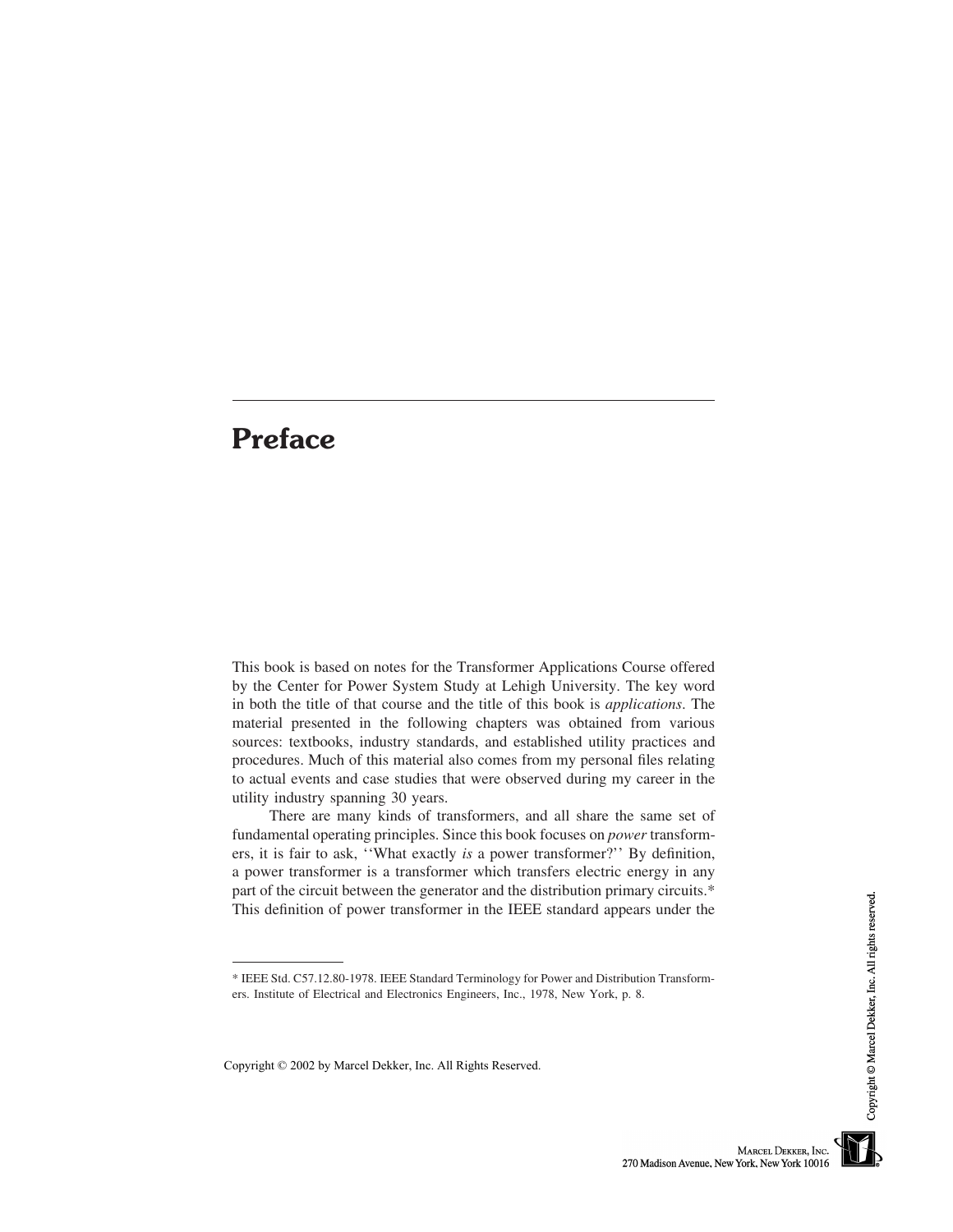# Preface

This book is based on notes for the Transformer Applications Course offered by the Center for Power System Study at Lehigh University. The key word in both the title of that course and the title of this book is *applications*. The material presented in the following chapters was obtained from various sources: textbooks, industry standards, and established utility practices and procedures. Much of this material also comes from my personal files relating to actual events and case studies that were observed during my career in the utility industry spanning 30 years.

There are many kinds of transformers, and all share the same set of fundamental operating principles. Since this book focuses on *power* transformers, it is fair to ask, ''What exactly *is* a power transformer?'' By definition, a power transformer is a transformer which transfers electric energy in any part of the circuit between the generator and the distribution primary circuits.* This definition of power transformer in the IEEE standard appears under the

---

* IEEE Std. C57.12.80-1978. IEEE Standard Terminology for Power and Distribution Transformers. Institute of Electrical and Electronics Engineers, Inc., 1978, New York, p. 8.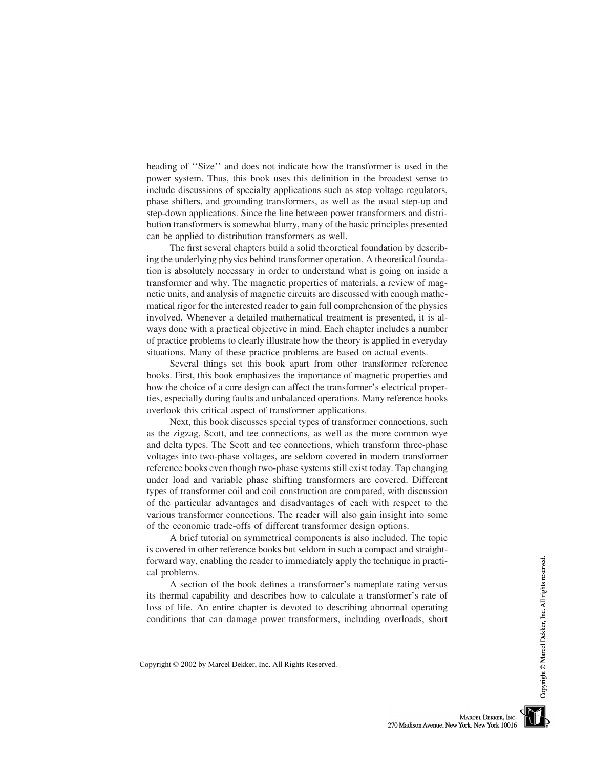heading of ''Size'' and does not indicate how the transformer is used in the power system. Thus, this book uses this definition in the broadest sense to include discussions of specialty applications such as step voltage regulators, phase shifters, and grounding transformers, as well as the usual step-up and step-down applications. Since the line between power transformers and distribution transformers is somewhat blurry, many of the basic principles presented can be applied to distribution transformers as well.

The first several chapters build a solid theoretical foundation by describing the underlying physics behind transformer operation. A theoretical foundation is absolutely necessary in order to understand what is going on inside a transformer and why. The magnetic properties of materials, a review of magnetic units, and analysis of magnetic circuits are discussed with enough mathematical rigor for the interested reader to gain full comprehension of the physics involved. Whenever a detailed mathematical treatment is presented, it is always done with a practical objective in mind. Each chapter includes a number of practice problems to clearly illustrate how the theory is applied in everyday situations. Many of these practice problems are based on actual events.

Several things set this book apart from other transformer reference books. First, this book emphasizes the importance of magnetic properties and how the choice of a core design can affect the transformer's electrical properties, especially during faults and unbalanced operations. Many reference books overlook this critical aspect of transformer applications.

Next, this book discusses special types of transformer connections, such as the zigzag, Scott, and tee connections, as well as the more common wye and delta types. The Scott and tee connections, which transform three-phase voltages into two-phase voltages, are seldom covered in modern transformer reference books even though two-phase systems still exist today. Tap changing under load and variable phase shifting transformers are covered. Different types of transformer coil and coil construction are compared, with discussion of the particular advantages and disadvantages of each with respect to the various transformer connections. The reader will also gain insight into some of the economic trade-offs of different transformer design options.

A brief tutorial on symmetrical components is also included. The topic is covered in other reference books but seldom in such a compact and straightforward way, enabling the reader to immediately apply the technique in practical problems.

A section of the book defines a transformer's nameplate rating versus its thermal capability and describes how to calculate a transformer's rate of loss of life. An entire chapter is devoted to describing abnormal operating conditions that can damage power transformers, including overloads, short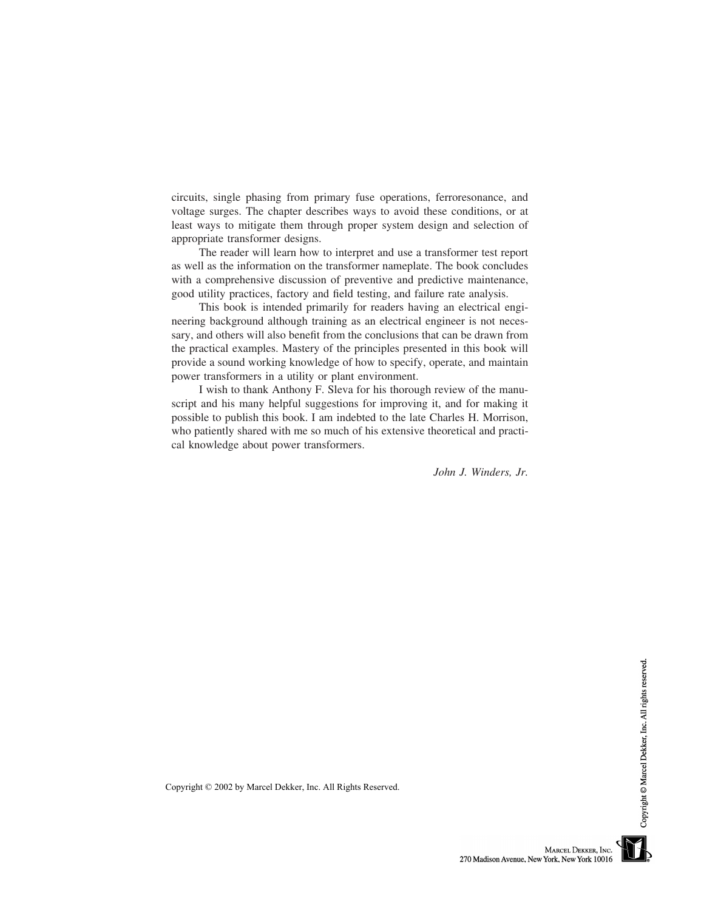circuits, single phasing from primary fuse operations, ferroresonance, and voltage surges. The chapter describes ways to avoid these conditions, or at least ways to mitigate them through proper system design and selection of appropriate transformer designs.

The reader will learn how to interpret and use a transformer test report as well as the information on the transformer nameplate. The book concludes with a comprehensive discussion of preventive and predictive maintenance, good utility practices, factory and field testing, and failure rate analysis.

This book is intended primarily for readers having an electrical engineering background although training as an electrical engineer is not necessary, and others will also benefit from the conclusions that can be drawn from the practical examples. Mastery of the principles presented in this book will provide a sound working knowledge of how to specify, operate, and maintain power transformers in a utility or plant environment.

I wish to thank Anthony F. Sleva for his thorough review of the manuscript and his many helpful suggestions for improving it, and for making it possible to publish this book. I am indebted to the late Charles H. Morrison, who patiently shared with me so much of his extensive theoretical and practical knowledge about power transformers.

*John J. Winders, Jr.*